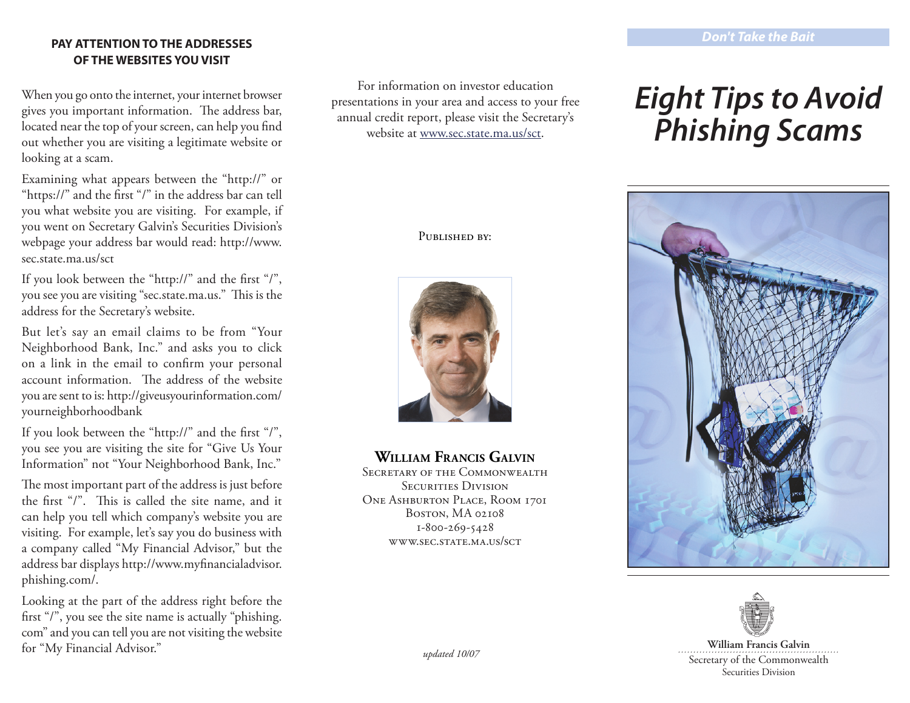## PAY ATTENTION TO THE ADDRESSES OF THE WEBSITES YOU VISIT

When you go onto the internet, your internet browser gives you important information. The address bar, located near the top of your screen, can help you find out whether you are visiting a legitimate website or looking at a scam.

Examining what appears between the "http://" or "https://" and the first "/" in the address bar can tell you what website you are visiting. For example, if you went on Secretary Galvin's Securities Division's webpage your address bar would read: http://www.sec.state.ma.us/sct

If you look between the "http://" and the first "/", you see you are visiting "sec.state.ma.us." This is the address for the Secretary's website.

But let's say an email claims to be from "Your Neighborhood Bank, Inc." and asks you to click on a link in the email to confirm your personal account information. The address of the website you are sent to is: http://giveusyourinformation.com/yourneighborhoodbank

If you look between the "http://" and the first "/", you see you are visiting the site for "Give Us Your Information" not "Your Neighborhood Bank, Inc."

The most important part of the address is just before the first "/". This is called the site name, and it can help you tell which company's website you are visiting. For example, let's say you do business with a company called "My Financial Advisor," but the address bar displays http://www.myfinancialadvisor.phishing.com/.

Looking at the part of the address right before the first "/", you see the site name is actually "phishing.com" and you can tell you are not visiting the website for "My Financial Advisor."

For information on investor education presentations in your area and access to your free annual credit report, please visit the Secretary's website at www.sec.state.ma.us/sct.

Published by:

**William Francis Galvin**
Secretary of the Commonwealth
Securities Division
One Ashburton Place, Room 1701
Boston, MA 02108
1-800-269-5428
www.sec.state.ma.us/sct

*updated 10/07*

*Don't Take the Bait*

# *Eight Tips to Avoid Phishing Scams*

**William Francis Galvin**
Secretary of the Commonwealth
Securities Division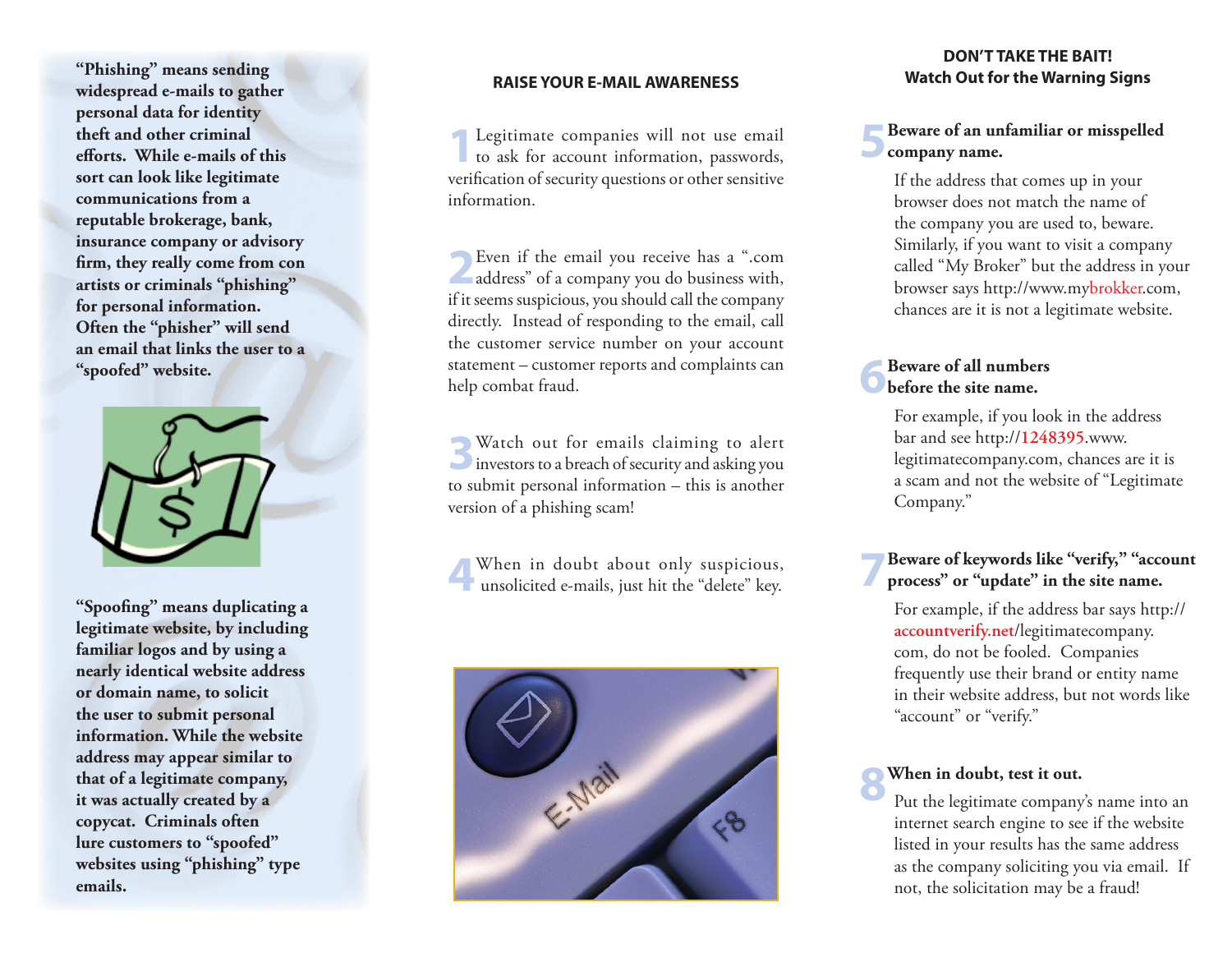**"Phishing" means sending widespread e-mails to gather personal data for identity theft and other criminal efforts. While e-mails of this sort can look like legitimate communications from a reputable brokerage, bank, insurance company or advisory firm, they really come from con artists or criminals "phishing" for personal information. Often the "phisher" will send an email that links the user to a "spoofed" website.**

**"Spoofing" means duplicating a legitimate website, by including familiar logos and by using a nearly identical website address or domain name, to solicit the user to submit personal information. While the website address may appear similar to that of a legitimate company, it was actually created by a copycat. Criminals often lure customers to "spoofed" websites using "phishing" type emails.**

## RAISE YOUR E-MAIL AWARENESS

**1** Legitimate companies will not use email to ask for account information, passwords, verification of security questions or other sensitive information.

**2** Even if the email you receive has a ".com address" of a company you do business with, if it seems suspicious, you should call the company directly. Instead of responding to the email, call the customer service number on your account statement – customer reports and complaints can help combat fraud.

**3** Watch out for emails claiming to alert investors to a breach of security and asking you to submit personal information – this is another version of a phishing scam!

**4** When in doubt about only suspicious, unsolicited e-mails, just hit the "delete" key.

## DON'T TAKE THE BAIT!
## Watch Out for the Warning Signs

**5 Beware of an unfamiliar or misspelled company name.**

If the address that comes up in your browser does not match the name of the company you are used to, beware. Similarly, if you want to visit a company called "My Broker" but the address in your browser says http://www.mybrokker.com, chances are it is not a legitimate website.

**6 Beware of all numbers before the site name.**

For example, if you look in the address bar and see http://1248395.www.legitimatecompany.com, chances are it is a scam and not the website of "Legitimate Company."

**7 Beware of keywords like "verify," "account process" or "update" in the site name.**

For example, if the address bar says http://accountverify.net/legitimatecompany.com, do not be fooled. Companies frequently use their brand or entity name in their website address, but not words like "account" or "verify."

**8 When in doubt, test it out.**

Put the legitimate company's name into an internet search engine to see if the website listed in your results has the same address as the company soliciting you via email. If not, the solicitation may be a fraud!